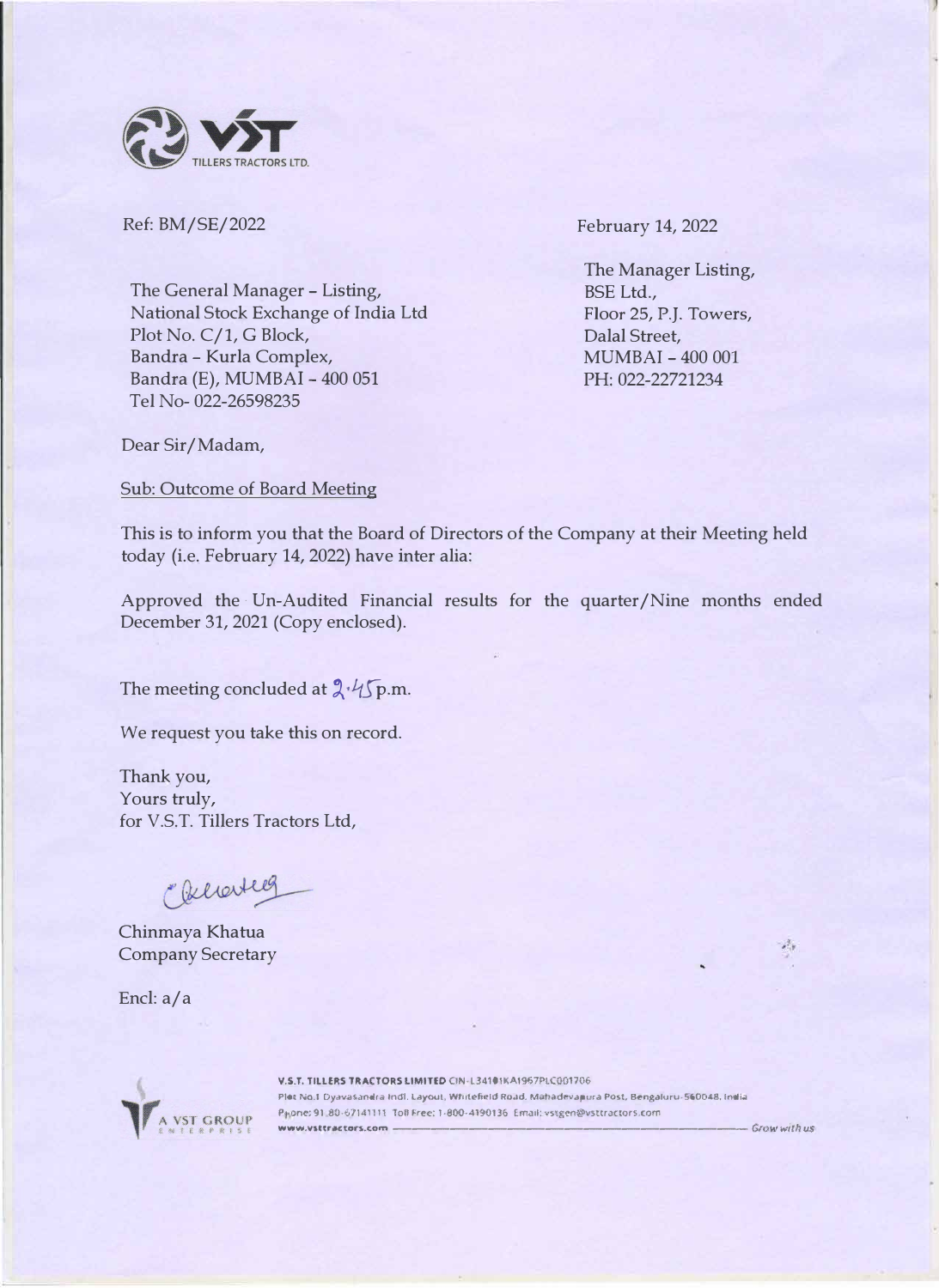VST TILLERS TRACTORS LTD.

Ref: BM/SE/2022

February 14, 2022

The General Manager - Listing,
National Stock Exchange of India Ltd
Plot No. C/1, G Block,
Bandra - Kurla Complex,
Bandra (E), MUMBAI - 400 051
Tel No- 022-26598235

The Manager Listing,
BSE Ltd.,
Floor 25, P.J. Towers,
Dalal Street,
MUMBAI - 400 001
PH: 022-22721234

Dear Sir/Madam,

Sub: Outcome of Board Meeting

This is to inform you that the Board of Directors of the Company at their Meeting held today (i.e. February 14, 2022) have inter alia:

Approved the Un-Audited Financial results for the quarter/Nine months ended December 31, 2021 (Copy enclosed).

The meeting concluded at 2.45 p.m.

We request you take this on record.

Thank you,
Yours truly,
for V.S.T. Tillers Tractors Ltd,

Chinmaya Khatua
Company Secretary

Encl: a/a

A VST GROUP ENTERPRISE

**V.S.T. TILLERS TRACTORS LIMITED** CIN-L34101KA1967PLC001706
Plot No.1 Dyavasandra Indl. Layout, Whitefield Road, Mahadevapura Post, Bengaluru-560048, India
Phone: 91-80-67141111 Toll Free: 1-800-4190136 Email: vstgen@vsttractors.com
www.vsttractors.com — Grow with us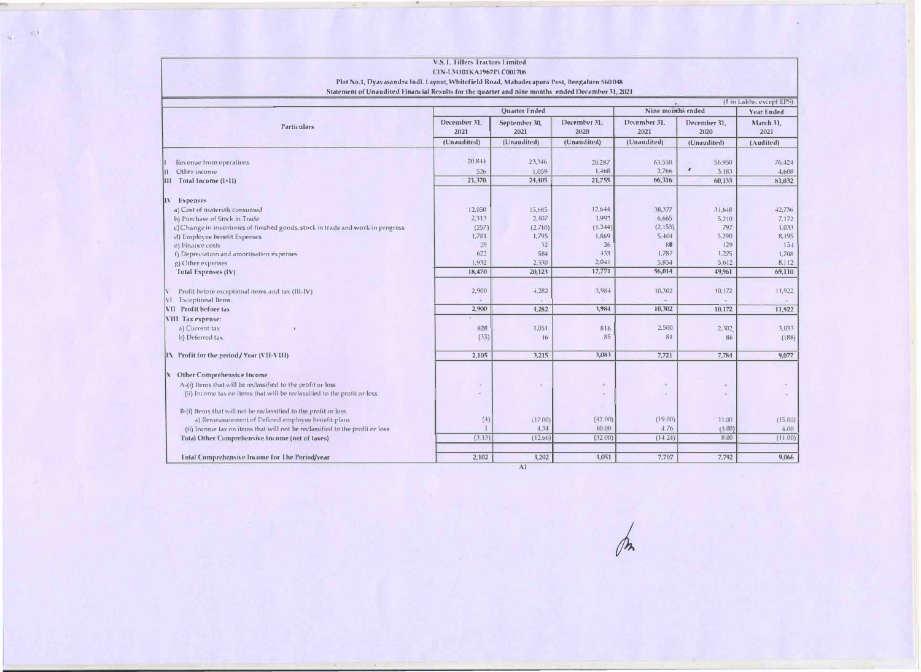**V.S.T. Tillers Tractors Limited**

**CIN-L34101KA1967PLC001706**

**Plot No.1, Dyavasandra Indl. Layout, Whitefield Road, Mahadevapura Post, Bengaluru 560 048**

**Statement of Unaudited Financial Results for the quarter and nine months ended December 31, 2021**

(₹ in Lakhs, except EPS)

| Particulars | Quarter Ended | | | Nine months ended | | Year Ended |
|---|---|---|---|---|---|---|
| | December 31, 2021 | September 30, 2021 | December 31, 2020 | December 31, 2021 | December 31, 2020 | March 31, 2021 |
| | (Unaudited) | (Unaudited) | (Unaudited) | (Unaudited) | (Unaudited) | (Audited) |
| I Revenue from operations | 20,844 | 23,346 | 20,287 | 63,550 | 56,950 | 76,424 |
| II Other income | 526 | 1,059 | 1,468 | 2,766 | 3,183 | 4,608 |
| **III Total Income (I+II)** | **21,370** | **24,405** | **21,755** | **66,316** | **60,133** | **81,032** |
| **IV Expenses** | | | | | | |
| a) Cost of materials consumed | 12,050 | 15,685 | 12,644 | 38,377 | 31,648 | 42,736 |
| b) Purchase of Stock in Trade | 2,313 | 2,407 | 1,992 | 6,665 | 5,210 | 7,172 |
| c) Change in inventories of finished goods, stock in trade and work in progress | (257) | (2,710) | (1,244) | (2,153) | 797 | 1,033 |
| d) Employee benefit Expenses | 1,781 | 1,795 | 1,869 | 5,404 | 5,290 | 8,195 |
| e) Finance costs | 29 | 32 | 36 | 80 | 129 | 154 |
| f) Depreciation and amortisation expenses | 622 | 584 | 433 | 1,787 | 1,275 | 1,708 |
| g) Other expenses | 1,932 | 2,330 | 2,041 | 5,854 | 5,612 | 8,112 |
| **Total Expenses (IV)** | **18,470** | **20,123** | **17,771** | **56,014** | **49,961** | **69,110** |
| V Profit before exceptional items and tax (III-IV) | 2,900 | 4,282 | 3,984 | 10,302 | 10,172 | 11,922 |
| VI Exceptional Items | - | - | - | - | - | - |
| **VII Profit before tax** | **2,900** | **4,282** | **3,984** | **10,302** | **10,172** | **11,922** |
| **VIII Tax expense:** | | | | | | |
| a) Current tax | 828 | 1,051 | 816 | 2,500 | 2,302 | 3,033 |
| b) Deferred tax | (33) | 16 | 85 | 81 | 86 | (188) |
| **IX Profit for the period / Year (VII-VIII)** | **2,105** | **3,215** | **3,083** | **7,721** | **7,784** | **9,077** |
| **X Other Comprehensive Income** | | | | | | |
| A-(i) Items that will be reclassified to the profit or loss | - | - | - | - | - | - |
| (ii) Income tax on items that will be reclassified to the profit or loss | - | | - | - | - | - |
| B-(i) Items that will not be reclassified to the profit or loss | | | | | | |
| a) Remeasurement of Defined employee benefit plans | (4) | (17.00) | (42.00) | (19.00) | 11.00 | (15.00) |
| (ii) Income tax on items that will not be reclassified to the profit or loss | 1 | 4.34 | 10.00 | 4.76 | (3.00) | 4.00 |
| **Total Other Comprehensive Income (net of taxes)** | (3.13) | (12.66) | (32.00) | (14.24) | 8.00 | (11.00) |
| **Total Comprehensive Income for The Period/year** | **2,102** | **3,202** | **3,051** | **7,707** | **7,792** | **9,066** |

A1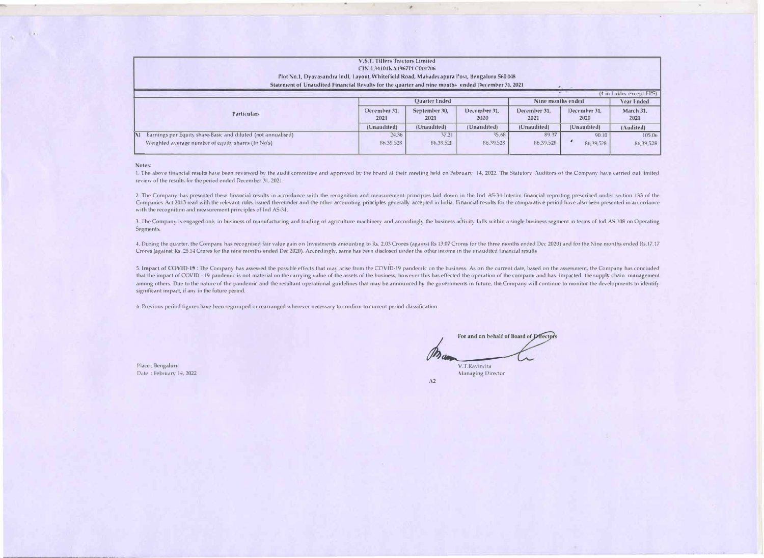**V.S.T. Tillers Tractors Limited**
**CIN-L34101KA1967PLC001706**
**Plot No.1, Dyavasandra Indl. Layout, Whitefield Road, Mahadevapura Post, Bengaluru 560 048**
**Statement of Unaudited Financial Results for the quarter and nine months ended December 31, 2021**

(₹ in Lakhs, except EPS)

| Particulars | Quarter Ended | | | Nine months ended | | Year Ended |
|---|---|---|---|---|---|---|
| | December 31, 2021 | September 30, 2021 | December 31, 2020 | December 31, 2021 | December 31, 2020 | March 31, 2021 |
| | (Unaudited) | (Unaudited) | (Unaudited) | (Unaudited) | (Unaudited) | (Audited) |
| XI Earnings per Equity share-Basic and diluted (not annualised) | 24.36 | 37.21 | 35.68 | 89.37 | 90.10 | 105.06 |
| Weighted average number of equity shares (In No's) | 86,39,528 | 86,39,528 | 86,39,528 | 86,39,528 | 86,39,528 | 86,39,528 |

**Notes:**

1. The above financial results have been reviewed by the audit committee and approved by the board at their meeting held on February 14, 2022. The Statutory Auditors of the Company have carried out limited review of the results for the period ended December 31, 2021.

2. The Company has presented these financial results in accordance with the recognition and measurement principles laid down in the Ind AS-34-Interim financial reporting prescribed under section 133 of the Companies Act 2013 read with the relevant rules issued thereunder and the other accounting principles generally accepted in India. Financial results for the comparative period have also been presented in accordance with the recognition and measurement principles of Ind AS-34.

3. The Company is engaged only in business of manufacturing and trading of agriculture machinery and accordingly the business activity falls within a single business segment in terms of Ind AS 108 on Operating Segments.

4. During the quarter, the Company has recognised fair value gain on Investments amounting to Rs. 2.03 Crores (against Rs 13.07 Crores for the three months ended Dec 2020) and for the Nine months ended Rs.17.17 Crores (against Rs. 25.14 Crores for the nine months ended Dec 2020). Accordingly, same has been disclosed under the other income in the unaudited financial results

5. **Impact of COVID-19** : The Company has assessed the possible effects that may arise from the COVID-19 pandemic on the business. As on the current date, based on the assessment, the Company has concluded that the impact of COVID - 19 pandemic is not material on the carrying value of the assets of the business, however this has effected the operation of the company and has impacted the supply chain management among others. Due to the nature of the pandemic and the resultant operational guidelines that may be announced by the governments in future, the Company will continue to monitor the developments to identify significant impact, if any in the future period.

6. Previous period figures have been regrouped or rearranged wherever necessary to confirm to current period classification.

For and on behalf of Board of Directors

V.T.Ravindra
Managing Director

Place : Bengaluru
Date : February 14, 2022

A2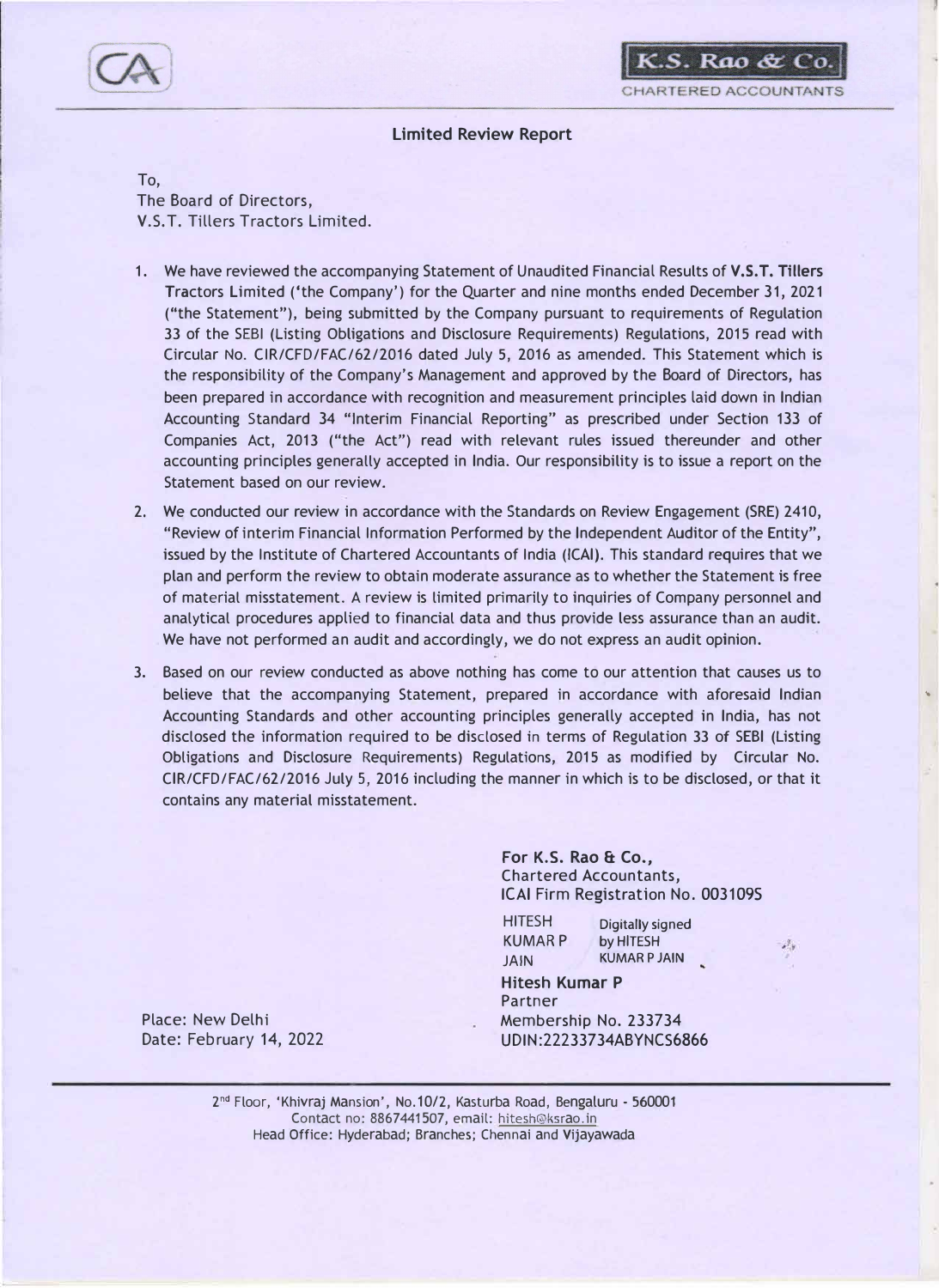K.S. Rao & Co.
CHARTERED ACCOUNTANTS

## Limited Review Report

To,
The Board of Directors,
V.S.T. Tillers Tractors Limited.

1. We have reviewed the accompanying Statement of Unaudited Financial Results of **V.S.T. Tillers Tractors** Limited ('the Company') for the Quarter and nine months ended December 31, 2021 ("the Statement"), being submitted by the Company pursuant to requirements of Regulation 33 of the SEBI (Listing Obligations and Disclosure Requirements) Regulations, 2015 read with Circular No. CIR/CFD/FAC/62/2016 dated July 5, 2016 as amended. This Statement which is the responsibility of the Company's Management and approved by the Board of Directors, has been prepared in accordance with recognition and measurement principles laid down in Indian Accounting Standard 34 "Interim Financial Reporting" as prescribed under Section 133 of Companies Act, 2013 ("the Act") read with relevant rules issued thereunder and other accounting principles generally accepted in India. Our responsibility is to issue a report on the Statement based on our review.

2. We conducted our review in accordance with the Standards on Review Engagement (SRE) 2410, "Review of interim Financial Information Performed by the Independent Auditor of the Entity", issued by the Institute of Chartered Accountants of India (ICAI). This standard requires that we plan and perform the review to obtain moderate assurance as to whether the Statement is free of material misstatement. A review is limited primarily to inquiries of Company personnel and analytical procedures applied to financial data and thus provide less assurance than an audit. We have not performed an audit and accordingly, we do not express an audit opinion.

3. Based on our review conducted as above nothing has come to our attention that causes us to believe that the accompanying Statement, prepared in accordance with aforesaid Indian Accounting Standards and other accounting principles generally accepted in India, has not disclosed the information required to be disclosed in terms of Regulation 33 of SEBI (Listing Obligations and Disclosure Requirements) Regulations, 2015 as modified by Circular No. CIR/CFD/FAC/62/2016 July 5, 2016 including the manner in which is to be disclosed, or that it contains any material misstatement.

**For K.S. Rao & Co.,**
Chartered Accountants,
ICAI Firm Registration No. 003109S

HITESH KUMAR P JAIN — Digitally signed by HITESH KUMAR P JAIN

**Hitesh Kumar P**
Partner
Membership No. 233734
UDIN:22233734ABYNCS6866

Place: New Delhi
Date: February 14, 2022

2nd Floor, 'Khivraj Mansion', No.10/2, Kasturba Road, Bengaluru - 560001
Contact no: 8867441507, email: hitesh@ksrao.in
Head Office: Hyderabad; Branches; Chennai and Vijayawada